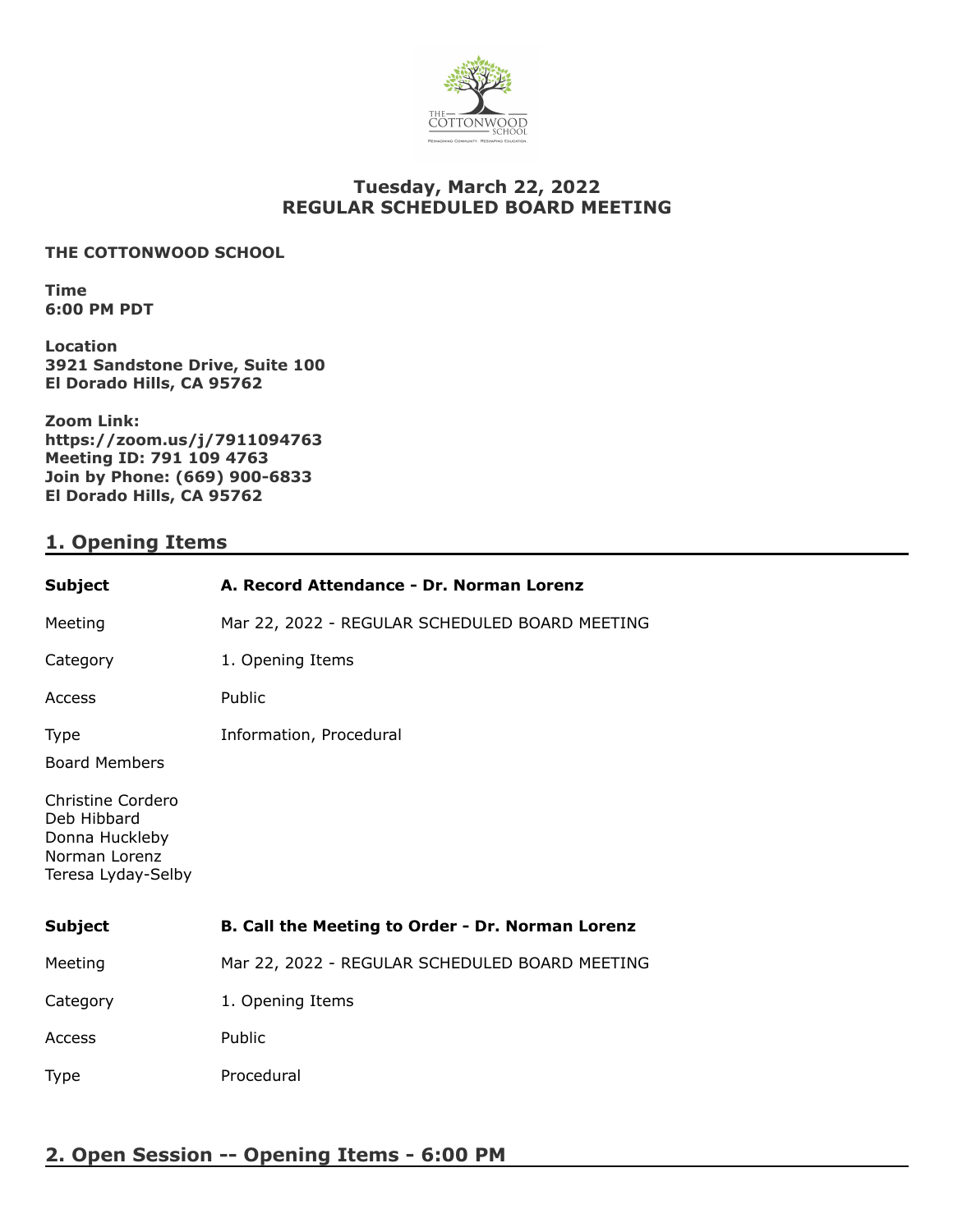**Tuesday, March 22, 2022**
**REGULAR SCHEDULED BOARD MEETING**

**THE COTTONWOOD SCHOOL**

**Time**
**6:00 PM PDT**

**Location**
**3921 Sandstone Drive, Suite 100**
**El Dorado Hills, CA 95762**

**Zoom Link:**
**https://zoom.us/j/7911094763**
**Meeting ID: 791 109 4763**
**Join by Phone: (669) 900-6833**
**El Dorado Hills, CA 95762**

## 1. Opening Items

| | |
|---|---|
| **Subject** | **A. Record Attendance - Dr. Norman Lorenz** |
| Meeting | Mar 22, 2022 - REGULAR SCHEDULED BOARD MEETING |
| Category | 1. Opening Items |
| Access | Public |
| Type | Information, Procedural |

Board Members

Christine Cordero
Deb Hibbard
Donna Huckleby
Norman Lorenz
Teresa Lyday-Selby

| | |
|---|---|
| **Subject** | **B. Call the Meeting to Order - Dr. Norman Lorenz** |
| Meeting | Mar 22, 2022 - REGULAR SCHEDULED BOARD MEETING |
| Category | 1. Opening Items |
| Access | Public |
| Type | Procedural |

## 2. Open Session -- Opening Items - 6:00 PM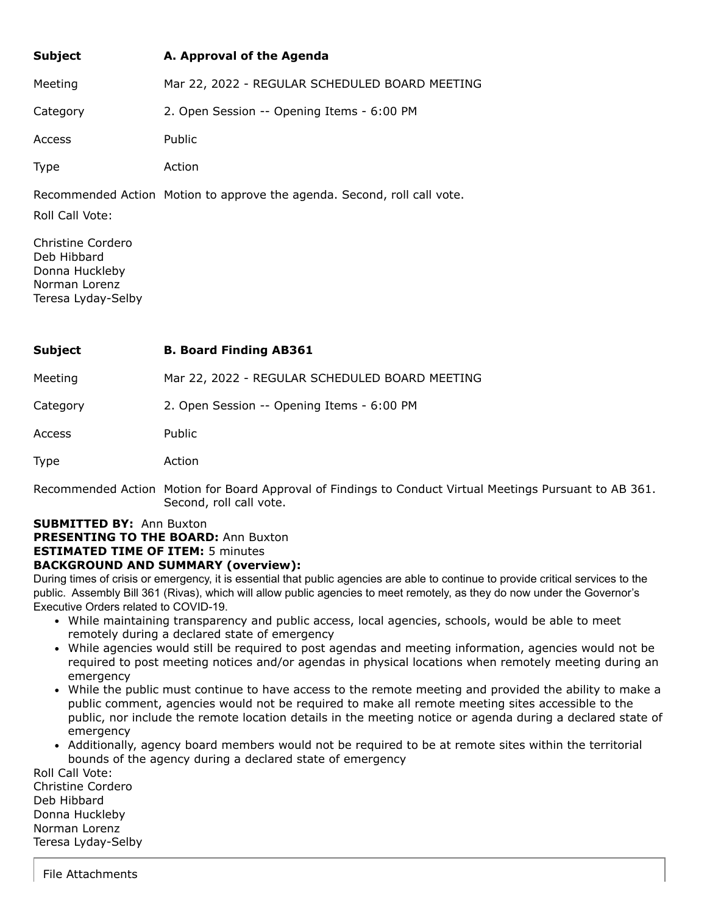| | |
|---|---|
| **Subject** | **A. Approval of the Agenda** |
| Meeting | Mar 22, 2022 - REGULAR SCHEDULED BOARD MEETING |
| Category | 2. Open Session -- Opening Items - 6:00 PM |
| Access | Public |
| Type | Action |
| Recommended Action | Motion to approve the agenda. Second, roll call vote. |

Roll Call Vote:

Christine Cordero
Deb Hibbard
Donna Huckleby
Norman Lorenz
Teresa Lyday-Selby

| | |
|---|---|
| **Subject** | **B. Board Finding AB361** |
| Meeting | Mar 22, 2022 - REGULAR SCHEDULED BOARD MEETING |
| Category | 2. Open Session -- Opening Items - 6:00 PM |
| Access | Public |
| Type | Action |
| Recommended Action | Motion for Board Approval of Findings to Conduct Virtual Meetings Pursuant to AB 361. Second, roll call vote. |

**SUBMITTED BY:** Ann Buxton
**PRESENTING TO THE BOARD:** Ann Buxton
**ESTIMATED TIME OF ITEM:** 5 minutes
**BACKGROUND AND SUMMARY (overview):**

During times of crisis or emergency, it is essential that public agencies are able to continue to provide critical services to the public. Assembly Bill 361 (Rivas), which will allow public agencies to meet remotely, as they do now under the Governor's Executive Orders related to COVID-19.

- While maintaining transparency and public access, local agencies, schools, would be able to meet remotely during a declared state of emergency
- While agencies would still be required to post agendas and meeting information, agencies would not be required to post meeting notices and/or agendas in physical locations when remotely meeting during an emergency
- While the public must continue to have access to the remote meeting and provided the ability to make a public comment, agencies would not be required to make all remote meeting sites accessible to the public, nor include the remote location details in the meeting notice or agenda during a declared state of emergency
- Additionally, agency board members would not be required to be at remote sites within the territorial bounds of the agency during a declared state of emergency

Roll Call Vote:
Christine Cordero
Deb Hibbard
Donna Huckleby
Norman Lorenz
Teresa Lyday-Selby

File Attachments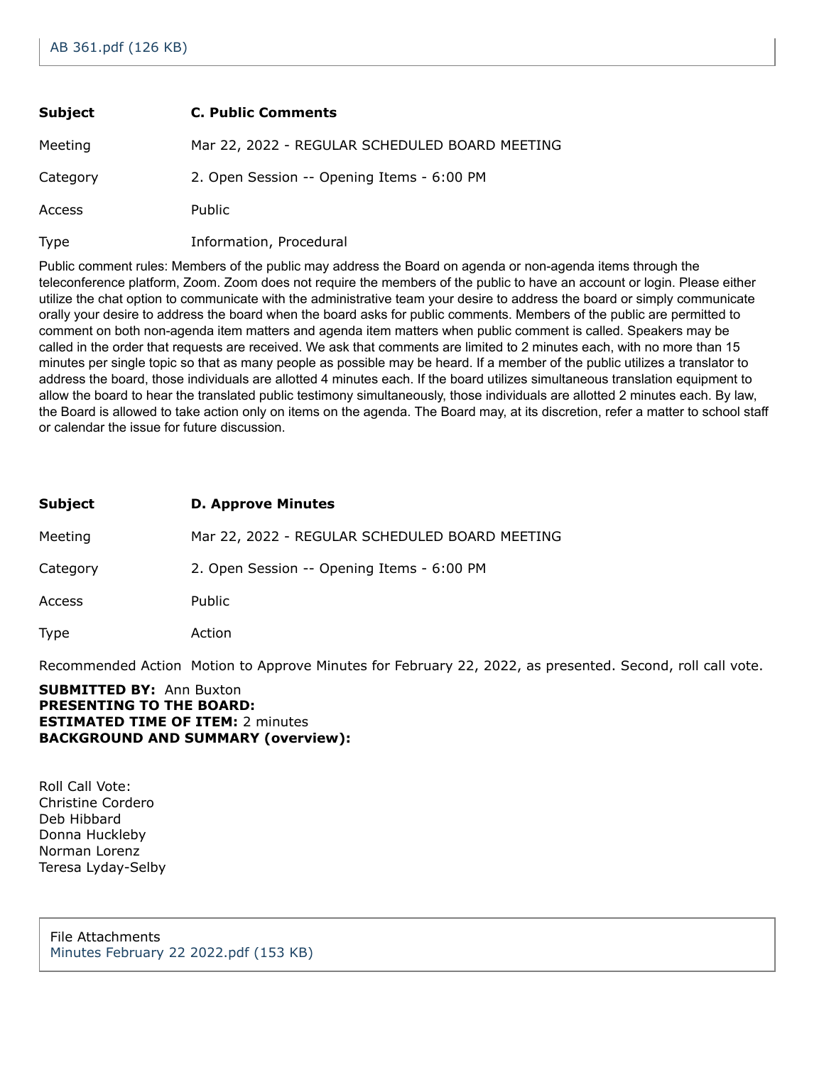AB 361.pdf (126 KB)

| | |
|---|---|
| **Subject** | **C. Public Comments** |
| Meeting | Mar 22, 2022 - REGULAR SCHEDULED BOARD MEETING |
| Category | 2. Open Session -- Opening Items - 6:00 PM |
| Access | Public |
| Type | Information, Procedural |

Public comment rules: Members of the public may address the Board on agenda or non-agenda items through the teleconference platform, Zoom. Zoom does not require the members of the public to have an account or login. Please either utilize the chat option to communicate with the administrative team your desire to address the board or simply communicate orally your desire to address the board when the board asks for public comments. Members of the public are permitted to comment on both non-agenda item matters and agenda item matters when public comment is called. Speakers may be called in the order that requests are received. We ask that comments are limited to 2 minutes each, with no more than 15 minutes per single topic so that as many people as possible may be heard. If a member of the public utilizes a translator to address the board, those individuals are allotted 4 minutes each. If the board utilizes simultaneous translation equipment to allow the board to hear the translated public testimony simultaneously, those individuals are allotted 2 minutes each. By law, the Board is allowed to take action only on items on the agenda. The Board may, at its discretion, refer a matter to school staff or calendar the issue for future discussion.

| | |
|---|---|
| **Subject** | **D. Approve Minutes** |
| Meeting | Mar 22, 2022 - REGULAR SCHEDULED BOARD MEETING |
| Category | 2. Open Session -- Opening Items - 6:00 PM |
| Access | Public |
| Type | Action |
| Recommended Action | Motion to Approve Minutes for February 22, 2022, as presented. Second, roll call vote. |

**SUBMITTED BY:** Ann Buxton
**PRESENTING TO THE BOARD:**
**ESTIMATED TIME OF ITEM:** 2 minutes
**BACKGROUND AND SUMMARY (overview):**

Roll Call Vote:
Christine Cordero
Deb Hibbard
Donna Huckleby
Norman Lorenz
Teresa Lyday-Selby

File Attachments
Minutes February 22 2022.pdf (153 KB)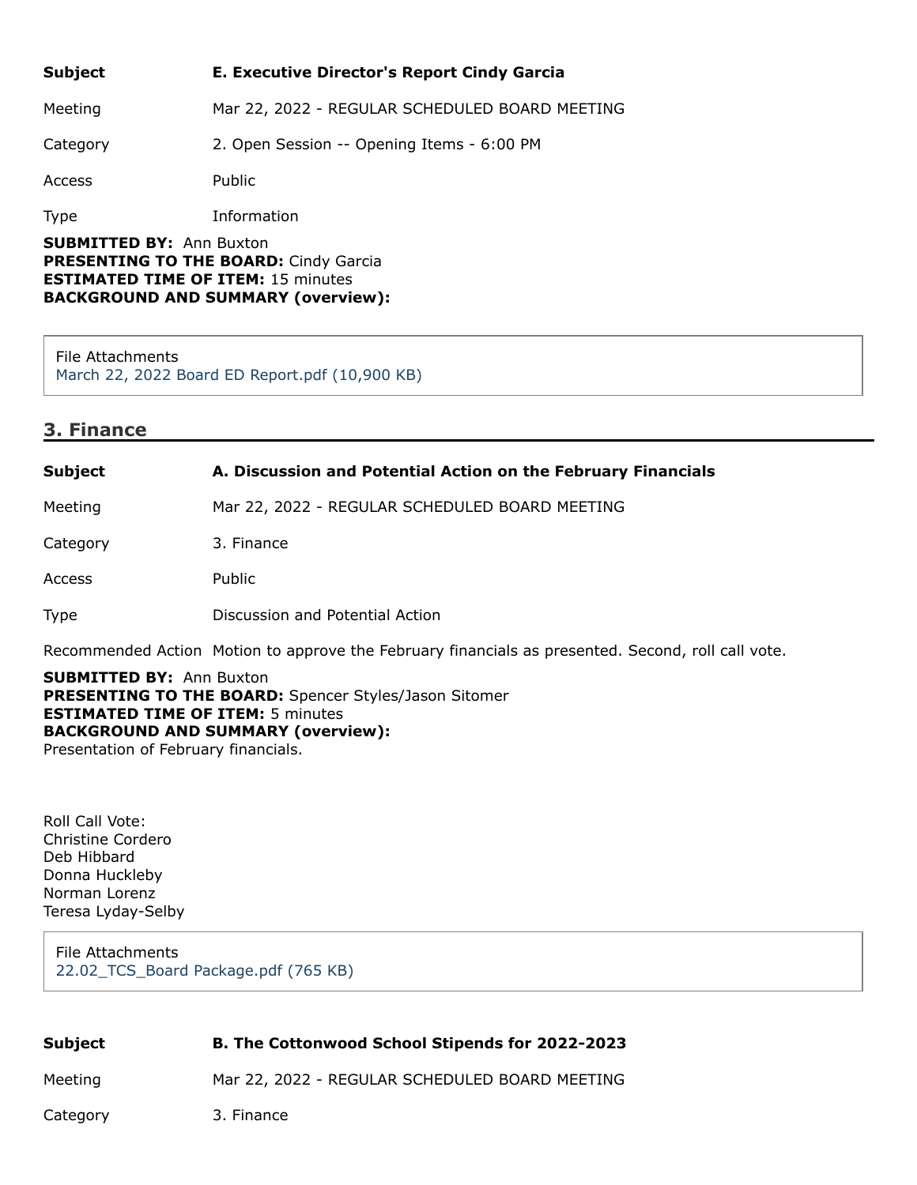| Subject | **E. Executive Director's Report Cindy Garcia** |
| --- | --- |
| Meeting | Mar 22, 2022 - REGULAR SCHEDULED BOARD MEETING |
| Category | 2. Open Session -- Opening Items - 6:00 PM |
| Access | Public |
| Type | Information |

**SUBMITTED BY:** Ann Buxton
**PRESENTING TO THE BOARD:** Cindy Garcia
**ESTIMATED TIME OF ITEM:** 15 minutes
**BACKGROUND AND SUMMARY (overview):**

File Attachments
March 22, 2022 Board ED Report.pdf (10,900 KB)

## 3. Finance

| Subject | **A. Discussion and Potential Action on the February Financials** |
| --- | --- |
| Meeting | Mar 22, 2022 - REGULAR SCHEDULED BOARD MEETING |
| Category | 3. Finance |
| Access | Public |
| Type | Discussion and Potential Action |
| Recommended Action | Motion to approve the February financials as presented. Second, roll call vote. |

**SUBMITTED BY:** Ann Buxton
**PRESENTING TO THE BOARD:** Spencer Styles/Jason Sitomer
**ESTIMATED TIME OF ITEM:** 5 minutes
**BACKGROUND AND SUMMARY (overview):**
Presentation of February financials.

Roll Call Vote:
Christine Cordero
Deb Hibbard
Donna Huckleby
Norman Lorenz
Teresa Lyday-Selby

File Attachments
22.02_TCS_Board Package.pdf (765 KB)

| Subject | **B. The Cottonwood School Stipends for 2022-2023** |
| --- | --- |
| Meeting | Mar 22, 2022 - REGULAR SCHEDULED BOARD MEETING |
| Category | 3. Finance |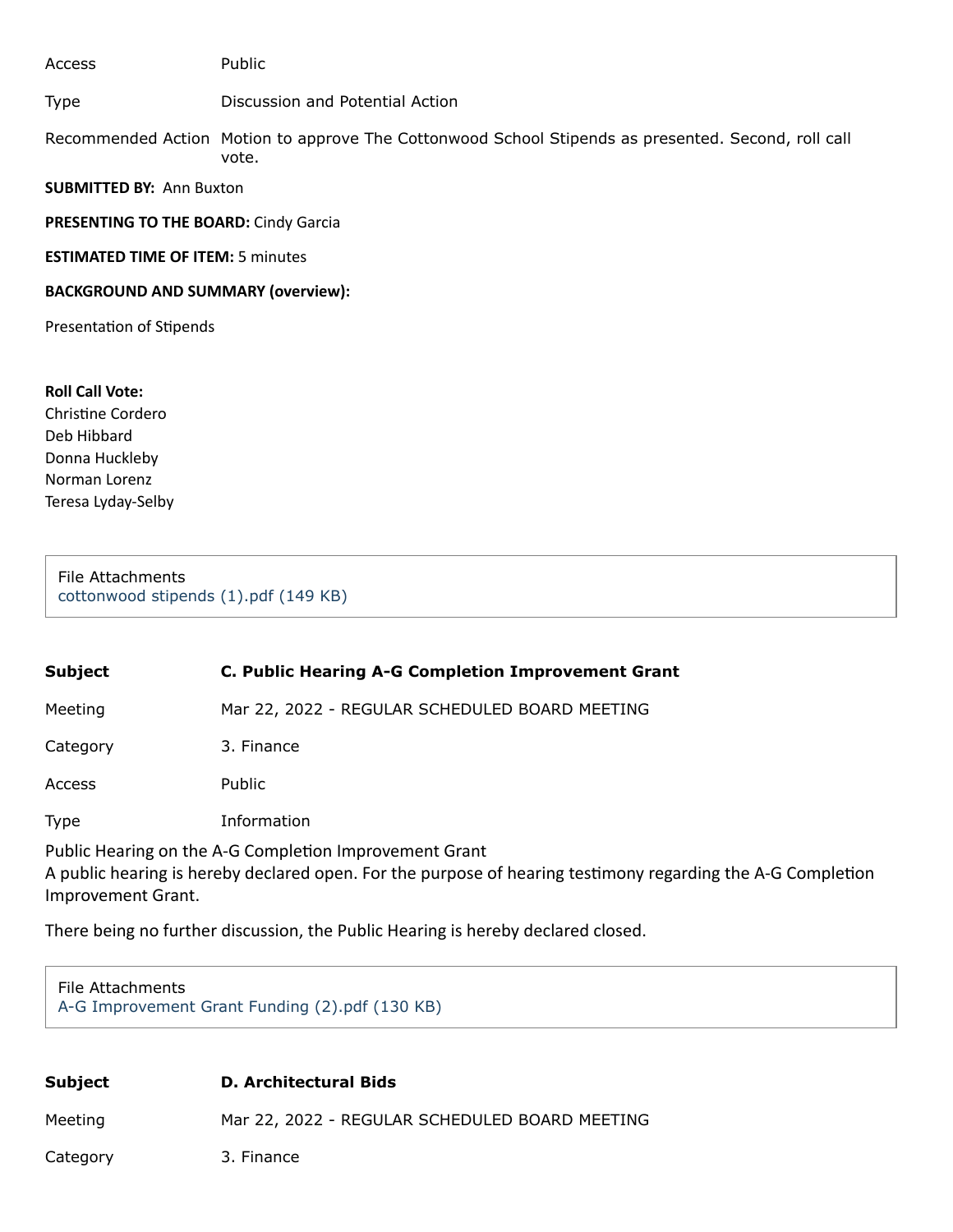| | |
|---|---|
| Access | Public |
| Type | Discussion and Potential Action |
| Recommended Action | Motion to approve The Cottonwood School Stipends as presented. Second, roll call vote. |

**SUBMITTED BY:** Ann Buxton

**PRESENTING TO THE BOARD:** Cindy Garcia

**ESTIMATED TIME OF ITEM:** 5 minutes

**BACKGROUND AND SUMMARY (overview):**

Presentation of Stipends

**Roll Call Vote:**
Christine Cordero
Deb Hibbard
Donna Huckleby
Norman Lorenz
Teresa Lyday-Selby

File Attachments
cottonwood stipends (1).pdf (149 KB)

| | |
|---|---|
| **Subject** | **C. Public Hearing A-G Completion Improvement Grant** |
| Meeting | Mar 22, 2022 - REGULAR SCHEDULED BOARD MEETING |
| Category | 3. Finance |
| Access | Public |
| Type | Information |

Public Hearing on the A-G Completion Improvement Grant
A public hearing is hereby declared open. For the purpose of hearing testimony regarding the A-G Completion Improvement Grant.

There being no further discussion, the Public Hearing is hereby declared closed.

File Attachments
A-G Improvement Grant Funding (2).pdf (130 KB)

| | |
|---|---|
| **Subject** | **D. Architectural Bids** |
| Meeting | Mar 22, 2022 - REGULAR SCHEDULED BOARD MEETING |
| Category | 3. Finance |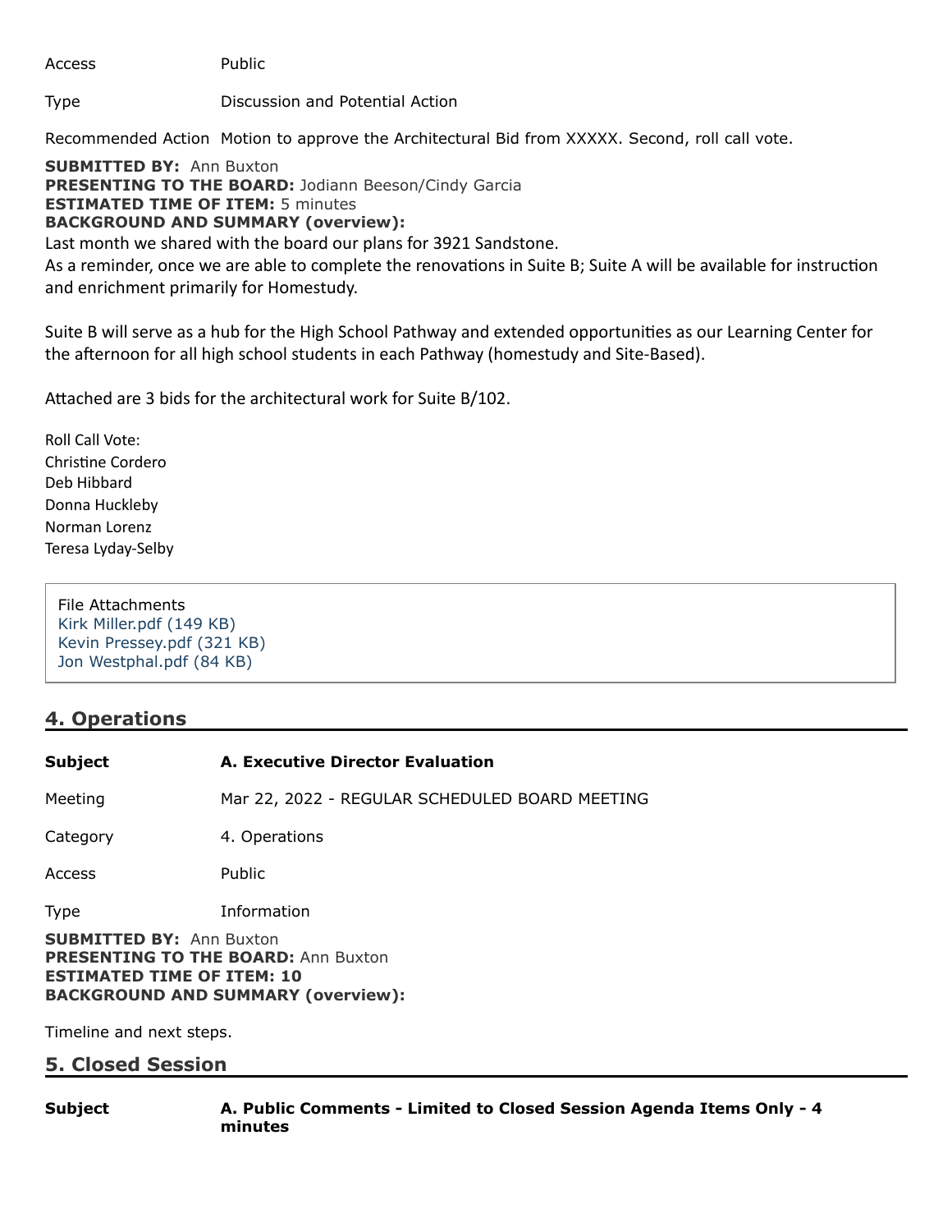Access Public

Type Discussion and Potential Action

Recommended Action Motion to approve the Architectural Bid from XXXXX. Second, roll call vote.

**SUBMITTED BY:** Ann Buxton
**PRESENTING TO THE BOARD:** Jodiann Beeson/Cindy Garcia
**ESTIMATED TIME OF ITEM:** 5 minutes
**BACKGROUND AND SUMMARY (overview):**

Last month we shared with the board our plans for 3921 Sandstone.
As a reminder, once we are able to complete the renovations in Suite B; Suite A will be available for instruction and enrichment primarily for Homestudy.

Suite B will serve as a hub for the High School Pathway and extended opportunities as our Learning Center for the afternoon for all high school students in each Pathway (homestudy and Site-Based).

Attached are 3 bids for the architectural work for Suite B/102.

Roll Call Vote:
Christine Cordero
Deb Hibbard
Donna Huckleby
Norman Lorenz
Teresa Lyday-Selby

File Attachments
Kirk Miller.pdf (149 KB)
Kevin Pressey.pdf (321 KB)
Jon Westphal.pdf (84 KB)

## 4. Operations

| | |
|---|---|
| **Subject** | **A. Executive Director Evaluation** |
| Meeting | Mar 22, 2022 - REGULAR SCHEDULED BOARD MEETING |
| Category | 4. Operations |
| Access | Public |
| Type | Information |

**SUBMITTED BY:** Ann Buxton
**PRESENTING TO THE BOARD:** Ann Buxton
**ESTIMATED TIME OF ITEM: 10**
**BACKGROUND AND SUMMARY (overview):**

Timeline and next steps.

## 5. Closed Session

| | |
|---|---|
| **Subject** | **A. Public Comments - Limited to Closed Session Agenda Items Only - 4 minutes** |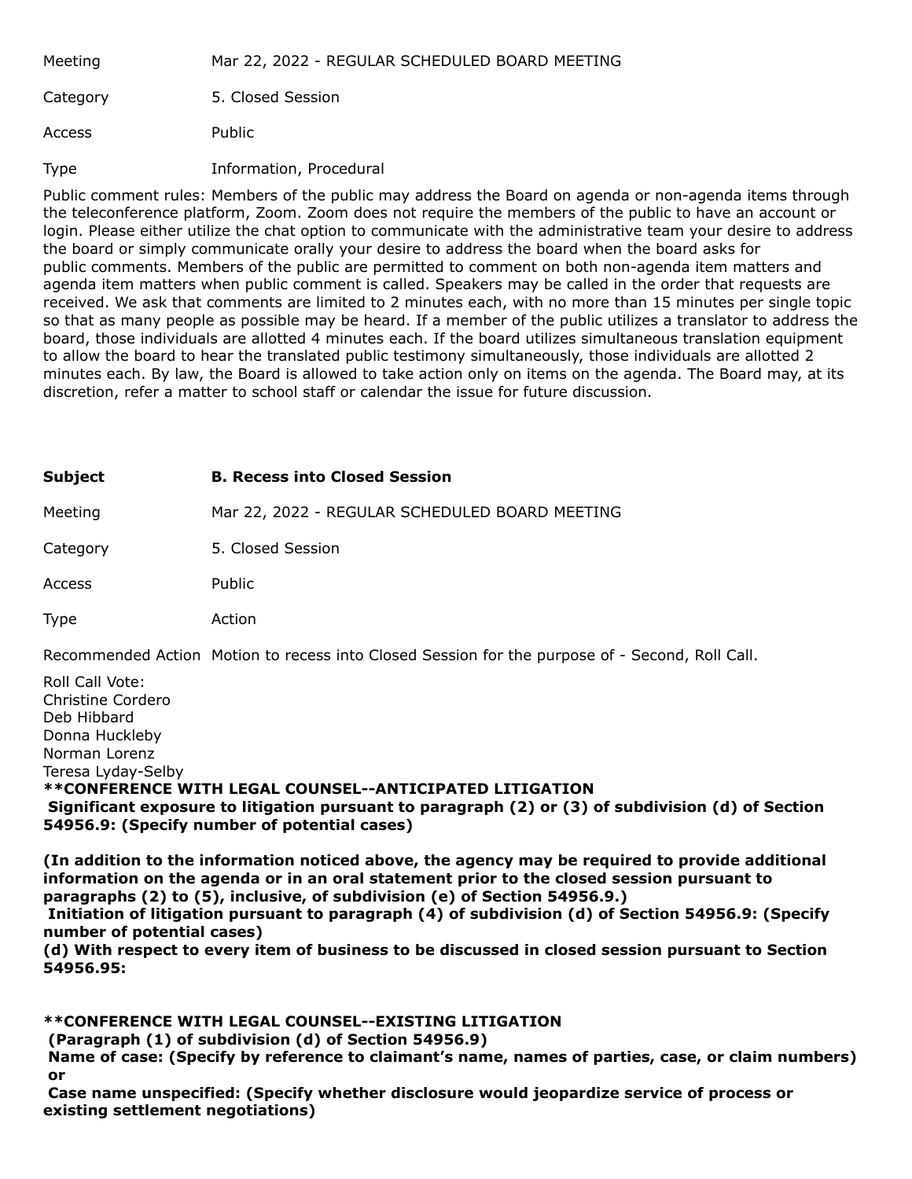Meeting Mar 22, 2022 - REGULAR SCHEDULED BOARD MEETING

Category 5. Closed Session

Access Public

Type Information, Procedural

Public comment rules: Members of the public may address the Board on agenda or non-agenda items through the teleconference platform, Zoom. Zoom does not require the members of the public to have an account or login. Please either utilize the chat option to communicate with the administrative team your desire to address the board or simply communicate orally your desire to address the board when the board asks for public comments. Members of the public are permitted to comment on both non-agenda item matters and agenda item matters when public comment is called. Speakers may be called in the order that requests are received. We ask that comments are limited to 2 minutes each, with no more than 15 minutes per single topic so that as many people as possible may be heard. If a member of the public utilizes a translator to address the board, those individuals are allotted 4 minutes each. If the board utilizes simultaneous translation equipment to allow the board to hear the translated public testimony simultaneously, those individuals are allotted 2 minutes each. By law, the Board is allowed to take action only on items on the agenda. The Board may, at its discretion, refer a matter to school staff or calendar the issue for future discussion.

**Subject** **B. Recess into Closed Session**

Meeting Mar 22, 2022 - REGULAR SCHEDULED BOARD MEETING

Category 5. Closed Session

Access Public

Type Action

Recommended Action Motion to recess into Closed Session for the purpose of - Second, Roll Call.

Roll Call Vote:
Christine Cordero
Deb Hibbard
Donna Huckleby
Norman Lorenz
Teresa Lyday-Selby

**\*\*CONFERENCE WITH LEGAL COUNSEL--ANTICIPATED LITIGATION**
**Significant exposure to litigation pursuant to paragraph (2) or (3) of subdivision (d) of Section 54956.9: (Specify number of potential cases)**

**(In addition to the information noticed above, the agency may be required to provide additional information on the agenda or in an oral statement prior to the closed session pursuant to paragraphs (2) to (5), inclusive, of subdivision (e) of Section 54956.9.)**
**Initiation of litigation pursuant to paragraph (4) of subdivision (d) of Section 54956.9: (Specify number of potential cases)**
**(d) With respect to every item of business to be discussed in closed session pursuant to Section 54956.95:**

**\*\*CONFERENCE WITH LEGAL COUNSEL--EXISTING LITIGATION**
**(Paragraph (1) of subdivision (d) of Section 54956.9)**
**Name of case: (Specify by reference to claimant's name, names of parties, case, or claim numbers) or**
**Case name unspecified: (Specify whether disclosure would jeopardize service of process or existing settlement negotiations)**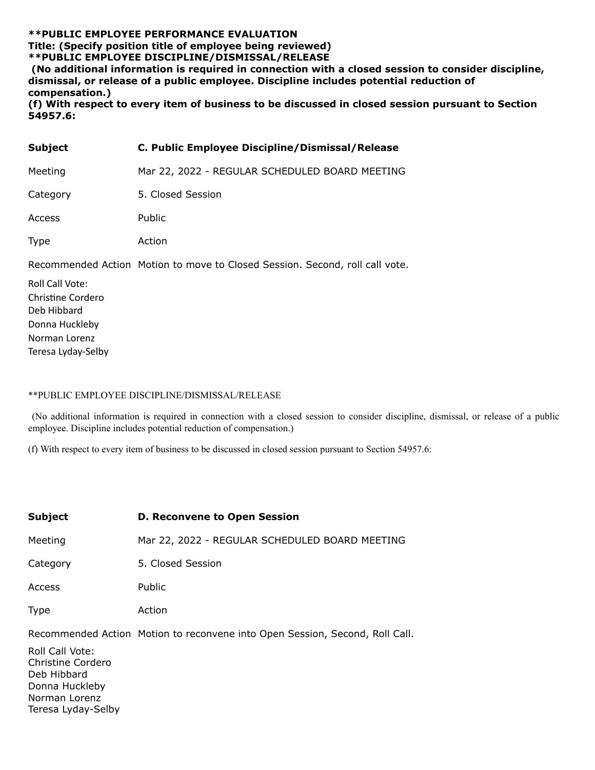**\*\*PUBLIC EMPLOYEE PERFORMANCE EVALUATION**
**Title: (Specify position title of employee being reviewed)**
**\*\*PUBLIC EMPLOYEE DISCIPLINE/DISMISSAL/RELEASE**
**(No additional information is required in connection with a closed session to consider discipline, dismissal, or release of a public employee. Discipline includes potential reduction of compensation.)**
**(f) With respect to every item of business to be discussed in closed session pursuant to Section 54957.6:**

| | |
|---|---|
| **Subject** | **C. Public Employee Discipline/Dismissal/Release** |
| Meeting | Mar 22, 2022 - REGULAR SCHEDULED BOARD MEETING |
| Category | 5. Closed Session |
| Access | Public |
| Type | Action |
| Recommended Action | Motion to move to Closed Session. Second, roll call vote. |

Roll Call Vote:
Christine Cordero
Deb Hibbard
Donna Huckleby
Norman Lorenz
Teresa Lyday-Selby

\*\*PUBLIC EMPLOYEE DISCIPLINE/DISMISSAL/RELEASE

(No additional information is required in connection with a closed session to consider discipline, dismissal, or release of a public employee. Discipline includes potential reduction of compensation.)

(f) With respect to every item of business to be discussed in closed session pursuant to Section 54957.6:

| | |
|---|---|
| **Subject** | **D. Reconvene to Open Session** |
| Meeting | Mar 22, 2022 - REGULAR SCHEDULED BOARD MEETING |
| Category | 5. Closed Session |
| Access | Public |
| Type | Action |
| Recommended Action | Motion to reconvene into Open Session, Second, Roll Call. |

Roll Call Vote:
Christine Cordero
Deb Hibbard
Donna Huckleby
Norman Lorenz
Teresa Lyday-Selby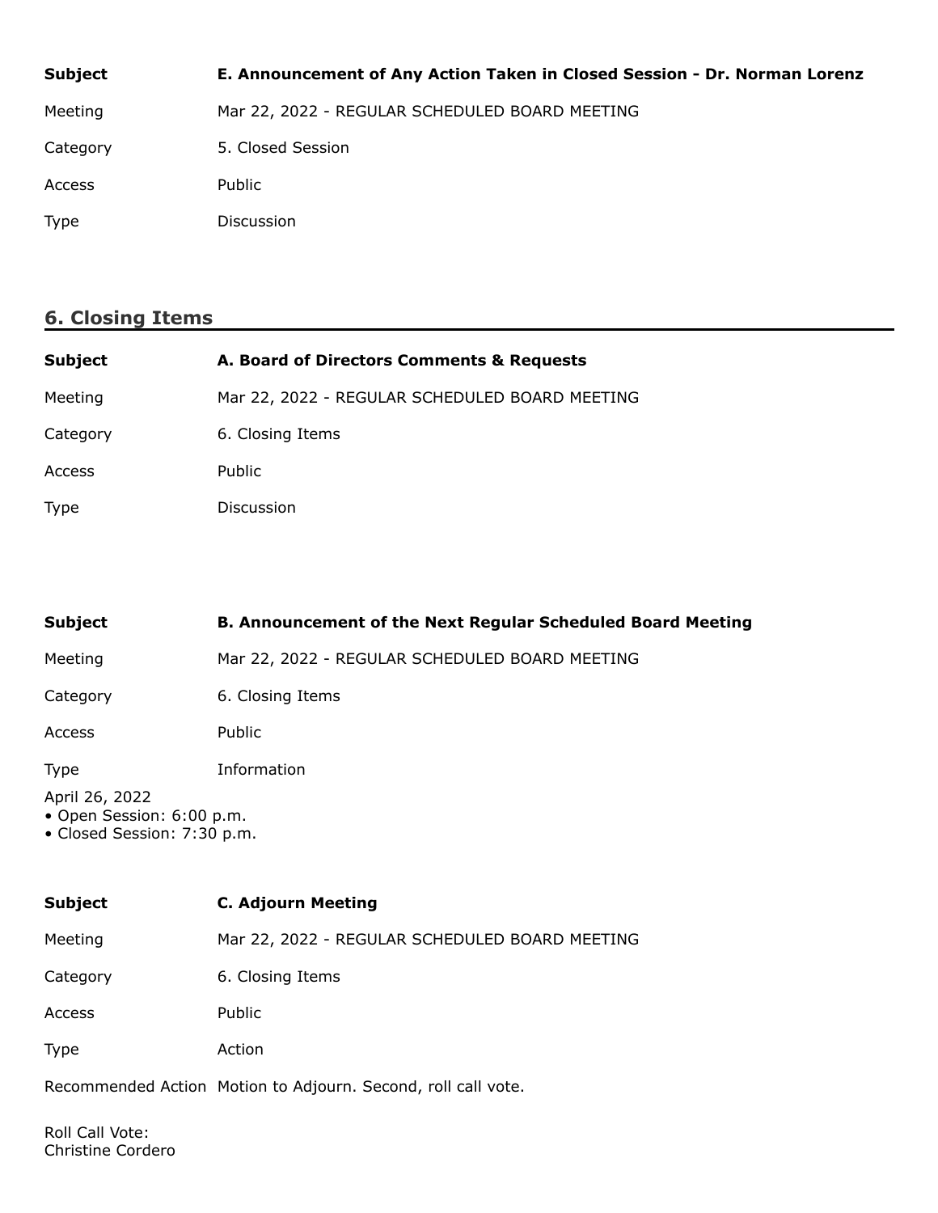| | |
|---|---|
| **Subject** | **E. Announcement of Any Action Taken in Closed Session - Dr. Norman Lorenz** |
| Meeting | Mar 22, 2022 - REGULAR SCHEDULED BOARD MEETING |
| Category | 5. Closed Session |
| Access | Public |
| Type | Discussion |

## 6. Closing Items

| | |
|---|---|
| **Subject** | **A. Board of Directors Comments & Requests** |
| Meeting | Mar 22, 2022 - REGULAR SCHEDULED BOARD MEETING |
| Category | 6. Closing Items |
| Access | Public |
| Type | Discussion |

| | |
|---|---|
| **Subject** | **B. Announcement of the Next Regular Scheduled Board Meeting** |
| Meeting | Mar 22, 2022 - REGULAR SCHEDULED BOARD MEETING |
| Category | 6. Closing Items |
| Access | Public |
| Type | Information |

April 26, 2022
- Open Session: 6:00 p.m.
- Closed Session: 7:30 p.m.

| | |
|---|---|
| **Subject** | **C. Adjourn Meeting** |
| Meeting | Mar 22, 2022 - REGULAR SCHEDULED BOARD MEETING |
| Category | 6. Closing Items |
| Access | Public |
| Type | Action |
| Recommended Action | Motion to Adjourn. Second, roll call vote. |

Roll Call Vote:
Christine Cordero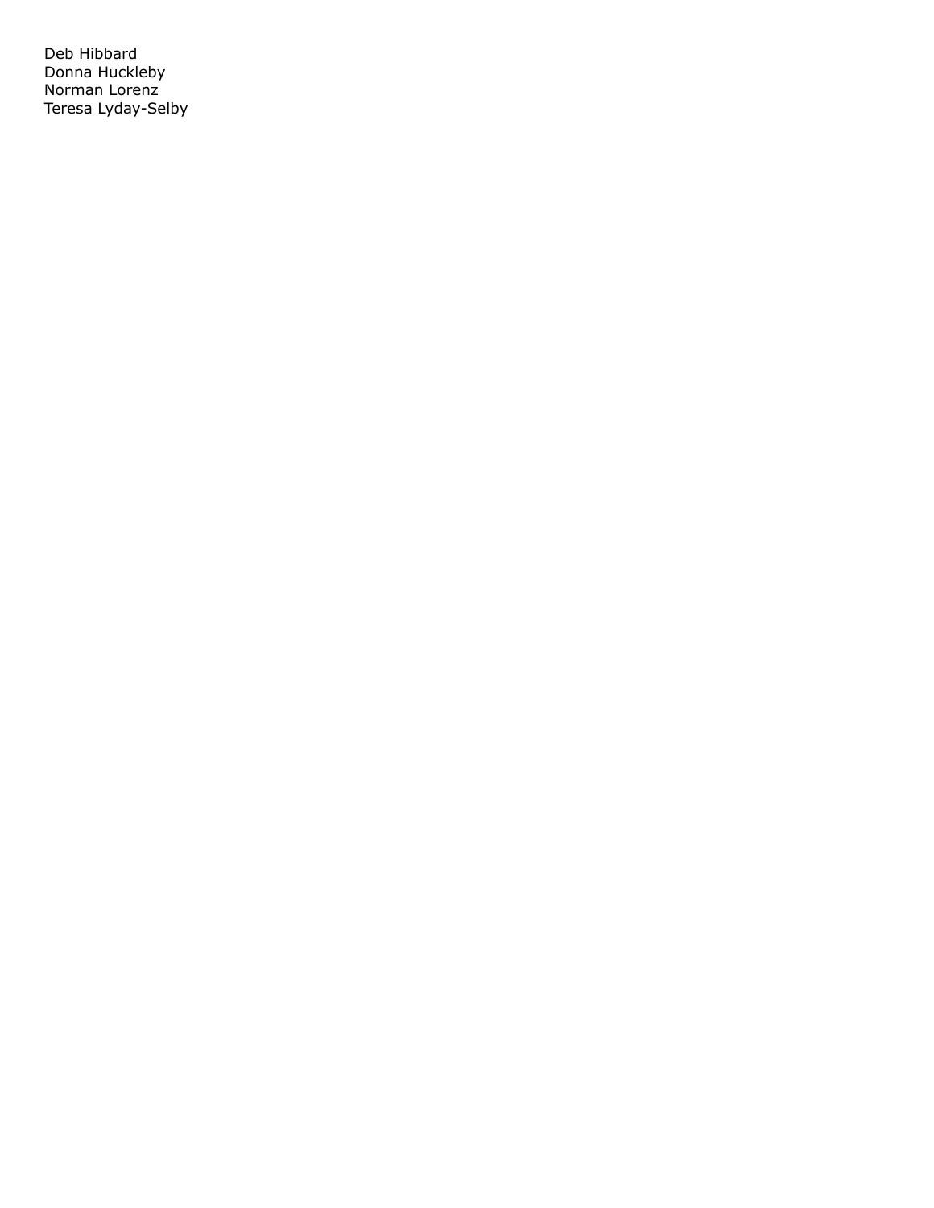Deb Hibbard
Donna Huckleby
Norman Lorenz
Teresa Lyday-Selby